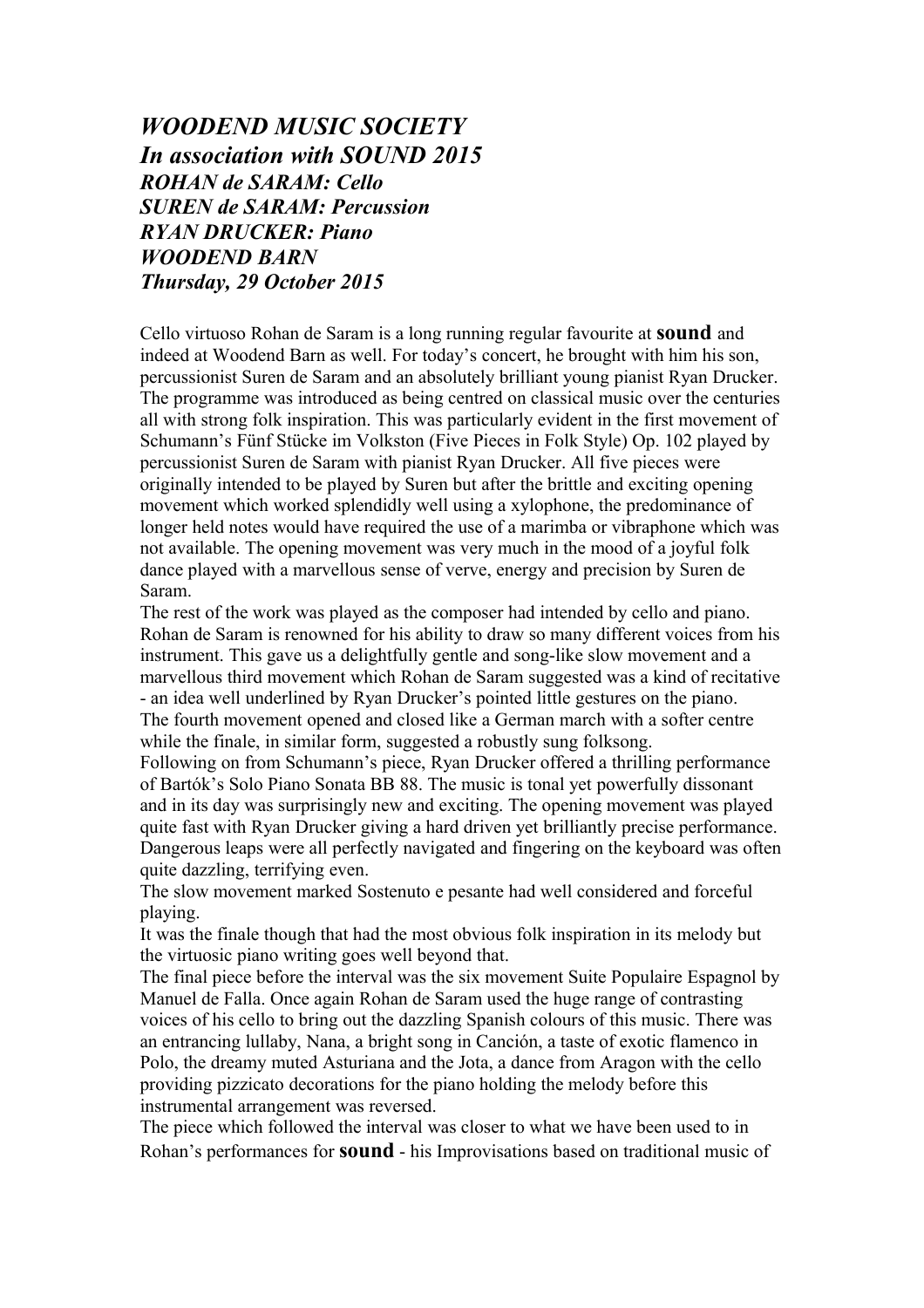***WOODEND MUSIC SOCIETY***
***In association with SOUND 2015***
***ROHAN de SARAM: Cello***
***SUREN de SARAM: Percussion***
***RYAN DRUCKER: Piano***
***WOODEND BARN***
***Thursday, 29 October 2015***

Cello virtuoso Rohan de Saram is a long running regular favourite at **sound** and indeed at Woodend Barn as well. For today's concert, he brought with him his son, percussionist Suren de Saram and an absolutely brilliant young pianist Ryan Drucker. The programme was introduced as being centred on classical music over the centuries all with strong folk inspiration. This was particularly evident in the first movement of Schumann's Fünf Stücke im Volkston (Five Pieces in Folk Style) Op. 102 played by percussionist Suren de Saram with pianist Ryan Drucker. All five pieces were originally intended to be played by Suren but after the brittle and exciting opening movement which worked splendidly well using a xylophone, the predominance of longer held notes would have required the use of a marimba or vibraphone which was not available. The opening movement was very much in the mood of a joyful folk dance played with a marvellous sense of verve, energy and precision by Suren de Saram.

The rest of the work was played as the composer had intended by cello and piano. Rohan de Saram is renowned for his ability to draw so many different voices from his instrument. This gave us a delightfully gentle and song-like slow movement and a marvellous third movement which Rohan de Saram suggested was a kind of recitative - an idea well underlined by Ryan Drucker's pointed little gestures on the piano. The fourth movement opened and closed like a German march with a softer centre while the finale, in similar form, suggested a robustly sung folksong.

Following on from Schumann's piece, Ryan Drucker offered a thrilling performance of Bartók's Solo Piano Sonata BB 88. The music is tonal yet powerfully dissonant and in its day was surprisingly new and exciting. The opening movement was played quite fast with Ryan Drucker giving a hard driven yet brilliantly precise performance. Dangerous leaps were all perfectly navigated and fingering on the keyboard was often quite dazzling, terrifying even.

The slow movement marked Sostenuto e pesante had well considered and forceful playing.

It was the finale though that had the most obvious folk inspiration in its melody but the virtuosic piano writing goes well beyond that.

The final piece before the interval was the six movement Suite Populaire Espagnol by Manuel de Falla. Once again Rohan de Saram used the huge range of contrasting voices of his cello to bring out the dazzling Spanish colours of this music. There was an entrancing lullaby, Nana, a bright song in Canción, a taste of exotic flamenco in Polo, the dreamy muted Asturiana and the Jota, a dance from Aragon with the cello providing pizzicato decorations for the piano holding the melody before this instrumental arrangement was reversed.

The piece which followed the interval was closer to what we have been used to in Rohan's performances for **sound** - his Improvisations based on traditional music of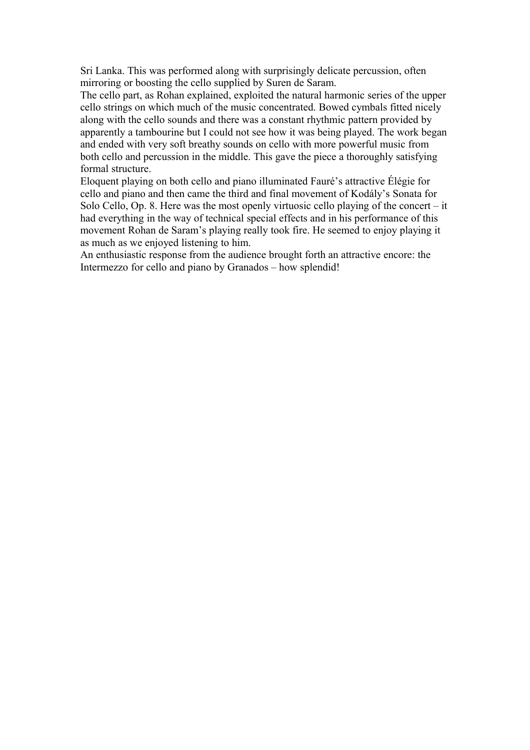Sri Lanka. This was performed along with surprisingly delicate percussion, often mirroring or boosting the cello supplied by Suren de Saram.

The cello part, as Rohan explained, exploited the natural harmonic series of the upper cello strings on which much of the music concentrated. Bowed cymbals fitted nicely along with the cello sounds and there was a constant rhythmic pattern provided by apparently a tambourine but I could not see how it was being played. The work began and ended with very soft breathy sounds on cello with more powerful music from both cello and percussion in the middle. This gave the piece a thoroughly satisfying formal structure.

Eloquent playing on both cello and piano illuminated Fauré's attractive Élégie for cello and piano and then came the third and final movement of Kodály's Sonata for Solo Cello, Op. 8. Here was the most openly virtuosic cello playing of the concert – it had everything in the way of technical special effects and in his performance of this movement Rohan de Saram's playing really took fire. He seemed to enjoy playing it as much as we enjoyed listening to him.

An enthusiastic response from the audience brought forth an attractive encore: the Intermezzo for cello and piano by Granados – how splendid!